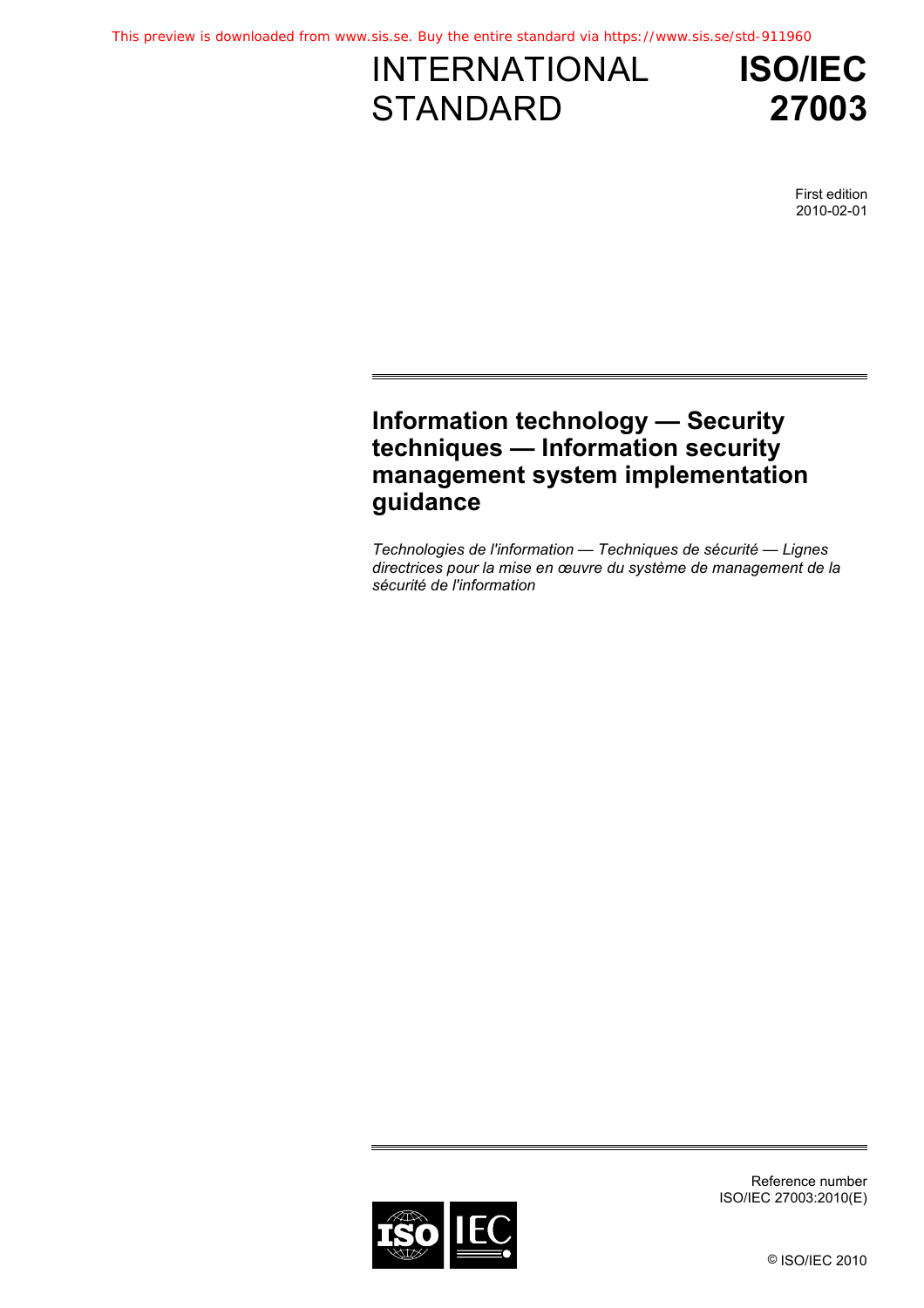INTERNATIONAL STANDARD

# ISO/IEC 27003

First edition
2010-02-01

## Information technology — Security techniques — Information security management system implementation guidance

*Technologies de l'information — Techniques de sécurité — Lignes directrices pour la mise en œuvre du système de management de la sécurité de l'information*

Reference number
ISO/IEC 27003:2010(E)

© ISO/IEC 2010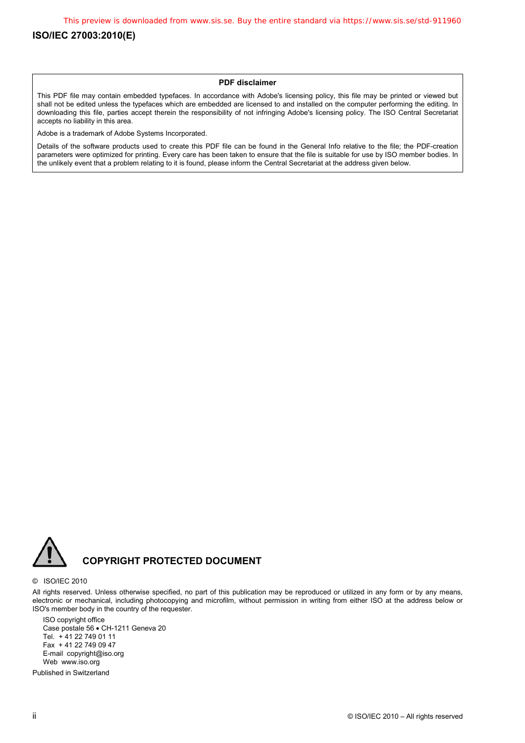**PDF disclaimer**

This PDF file may contain embedded typefaces. In accordance with Adobe's licensing policy, this file may be printed or viewed but shall not be edited unless the typefaces which are embedded are licensed to and installed on the computer performing the editing. In downloading this file, parties accept therein the responsibility of not infringing Adobe's licensing policy. The ISO Central Secretariat accepts no liability in this area.

Adobe is a trademark of Adobe Systems Incorporated.

Details of the software products used to create this PDF file can be found in the General Info relative to the file; the PDF-creation parameters were optimized for printing. Every care has been taken to ensure that the file is suitable for use by ISO member bodies. In the unlikely event that a problem relating to it is found, please inform the Central Secretariat at the address given below.

## COPYRIGHT PROTECTED DOCUMENT

© ISO/IEC 2010

All rights reserved. Unless otherwise specified, no part of this publication may be reproduced or utilized in any form or by any means, electronic or mechanical, including photocopying and microfilm, without permission in writing from either ISO at the address below or ISO's member body in the country of the requester.

ISO copyright office
Case postale 56 • CH-1211 Geneva 20
Tel. + 41 22 749 01 11
Fax + 41 22 749 09 47
E-mail copyright@iso.org
Web www.iso.org

Published in Switzerland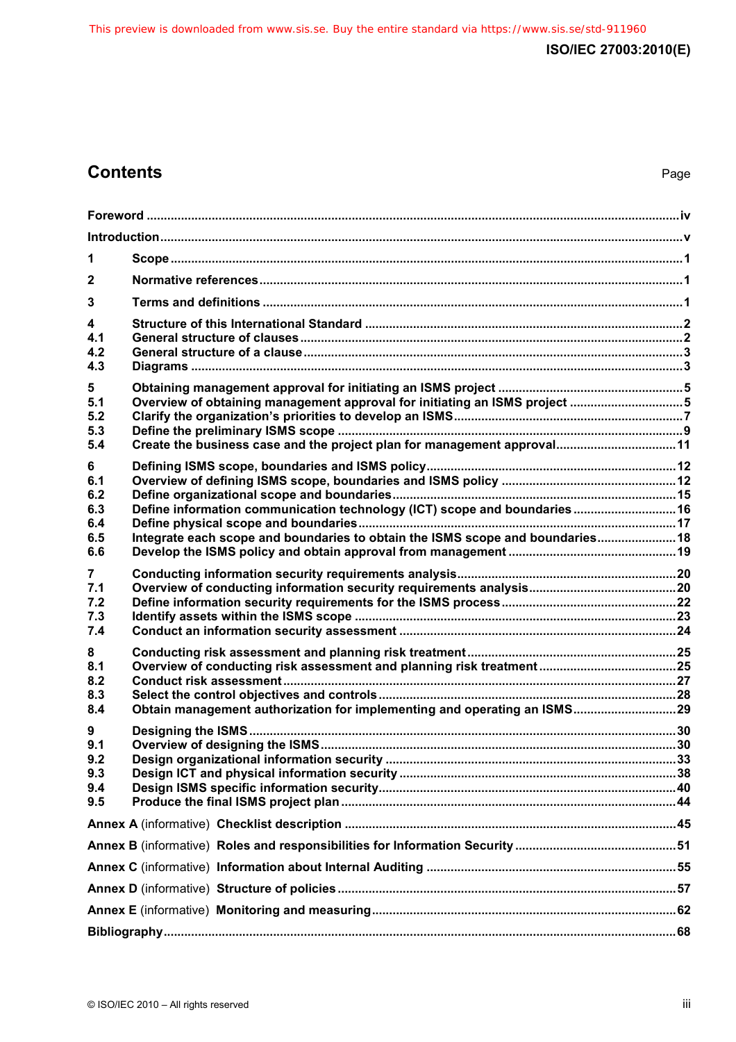# Contents

Page

Foreword ..... iv

Introduction ..... v

1 Scope ..... 1

2 Normative references ..... 1

3 Terms and definitions ..... 1

4 Structure of this International Standard ..... 2
4.1 General structure of clauses ..... 2
4.2 General structure of a clause ..... 3
4.3 Diagrams ..... 3

5 Obtaining management approval for initiating an ISMS project ..... 5
5.1 Overview of obtaining management approval for initiating an ISMS project ..... 5
5.2 Clarify the organization's priorities to develop an ISMS ..... 7
5.3 Define the preliminary ISMS scope ..... 9
5.4 Create the business case and the project plan for management approval ..... 11

6 Defining ISMS scope, boundaries and ISMS policy ..... 12
6.1 Overview of defining ISMS scope, boundaries and ISMS policy ..... 12
6.2 Define organizational scope and boundaries ..... 15
6.3 Define information communication technology (ICT) scope and boundaries ..... 16
6.4 Define physical scope and boundaries ..... 17
6.5 Integrate each scope and boundaries to obtain the ISMS scope and boundaries ..... 18
6.6 Develop the ISMS policy and obtain approval from management ..... 19

7 Conducting information security requirements analysis ..... 20
7.1 Overview of conducting information security requirements analysis ..... 20
7.2 Define information security requirements for the ISMS process ..... 22
7.3 Identify assets within the ISMS scope ..... 23
7.4 Conduct an information security assessment ..... 24

8 Conducting risk assessment and planning risk treatment ..... 25
8.1 Overview of conducting risk assessment and planning risk treatment ..... 25
8.2 Conduct risk assessment ..... 27
8.3 Select the control objectives and controls ..... 28
8.4 Obtain management authorization for implementing and operating an ISMS ..... 29

9 Designing the ISMS ..... 30
9.1 Overview of designing the ISMS ..... 30
9.2 Design organizational information security ..... 33
9.3 Design ICT and physical information security ..... 38
9.4 Design ISMS specific information security ..... 40
9.5 Produce the final ISMS project plan ..... 44

Annex A (informative) Checklist description ..... 45

Annex B (informative) Roles and responsibilities for Information Security ..... 51

Annex C (informative) Information about Internal Auditing ..... 55

Annex D (informative) Structure of policies ..... 57

Annex E (informative) Monitoring and measuring ..... 62

Bibliography ..... 68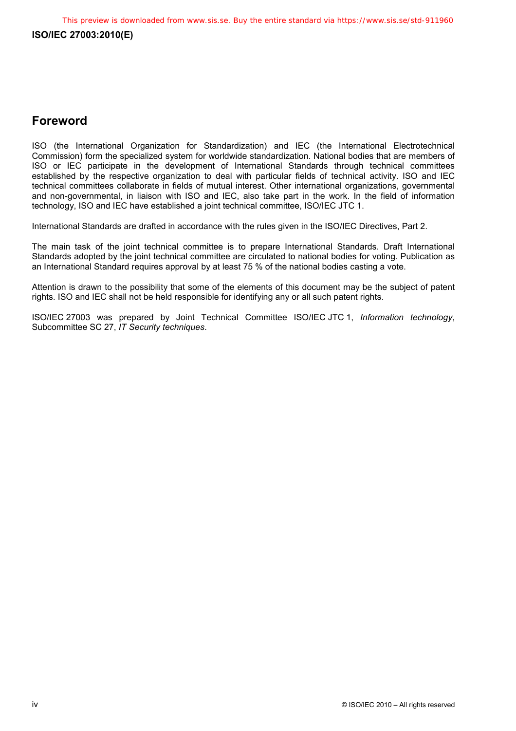## Foreword

ISO (the International Organization for Standardization) and IEC (the International Electrotechnical Commission) form the specialized system for worldwide standardization. National bodies that are members of ISO or IEC participate in the development of International Standards through technical committees established by the respective organization to deal with particular fields of technical activity. ISO and IEC technical committees collaborate in fields of mutual interest. Other international organizations, governmental and non-governmental, in liaison with ISO and IEC, also take part in the work. In the field of information technology, ISO and IEC have established a joint technical committee, ISO/IEC JTC 1.

International Standards are drafted in accordance with the rules given in the ISO/IEC Directives, Part 2.

The main task of the joint technical committee is to prepare International Standards. Draft International Standards adopted by the joint technical committee are circulated to national bodies for voting. Publication as an International Standard requires approval by at least 75 % of the national bodies casting a vote.

Attention is drawn to the possibility that some of the elements of this document may be the subject of patent rights. ISO and IEC shall not be held responsible for identifying any or all such patent rights.

ISO/IEC 27003 was prepared by Joint Technical Committee ISO/IEC JTC 1, *Information technology*, Subcommittee SC 27, *IT Security techniques*.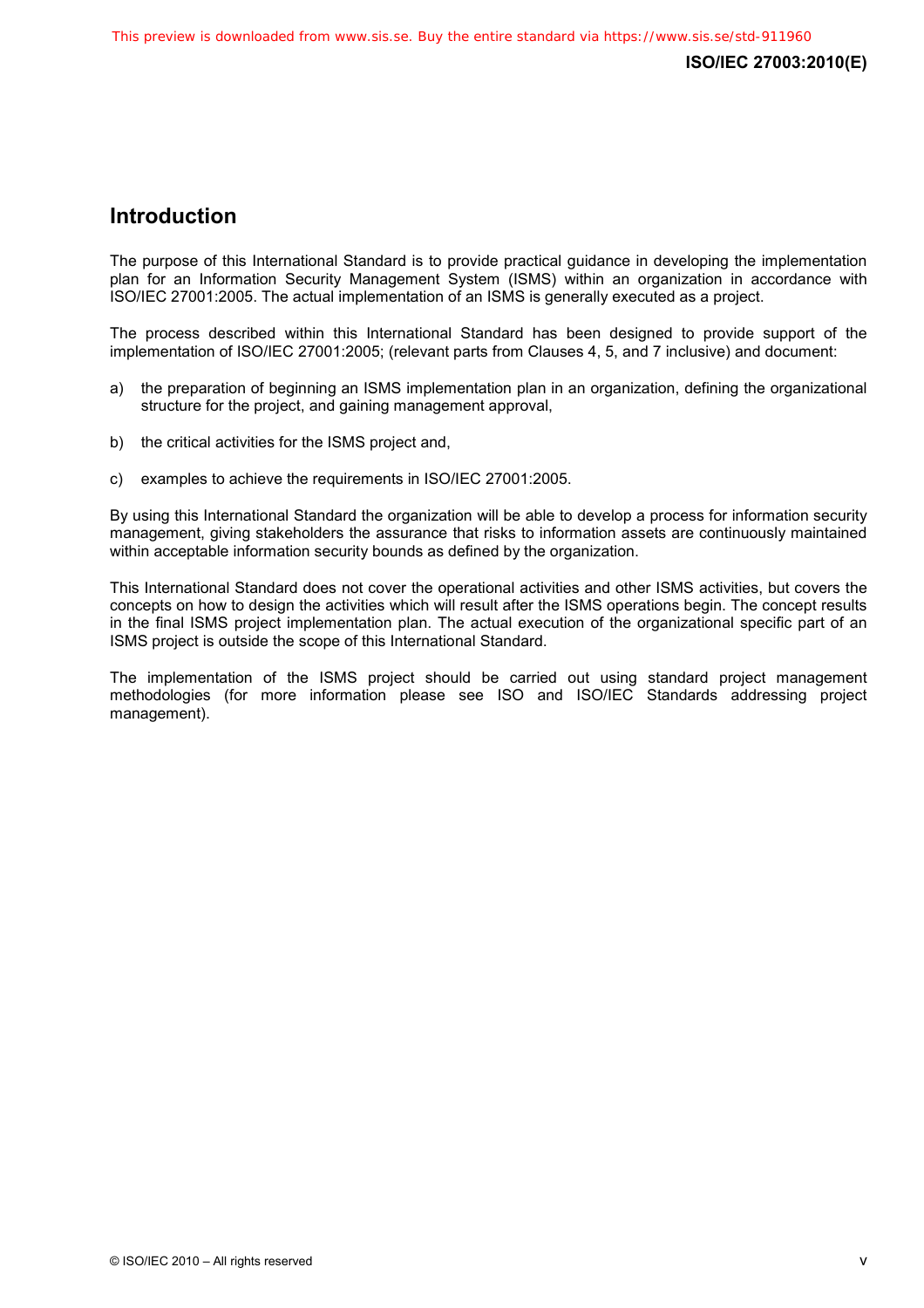## Introduction

The purpose of this International Standard is to provide practical guidance in developing the implementation plan for an Information Security Management System (ISMS) within an organization in accordance with ISO/IEC 27001:2005. The actual implementation of an ISMS is generally executed as a project.

The process described within this International Standard has been designed to provide support of the implementation of ISO/IEC 27001:2005; (relevant parts from Clauses 4, 5, and 7 inclusive) and document:

a) the preparation of beginning an ISMS implementation plan in an organization, defining the organizational structure for the project, and gaining management approval,

b) the critical activities for the ISMS project and,

c) examples to achieve the requirements in ISO/IEC 27001:2005.

By using this International Standard the organization will be able to develop a process for information security management, giving stakeholders the assurance that risks to information assets are continuously maintained within acceptable information security bounds as defined by the organization.

This International Standard does not cover the operational activities and other ISMS activities, but covers the concepts on how to design the activities which will result after the ISMS operations begin. The concept results in the final ISMS project implementation plan. The actual execution of the organizational specific part of an ISMS project is outside the scope of this International Standard.

The implementation of the ISMS project should be carried out using standard project management methodologies (for more information please see ISO and ISO/IEC Standards addressing project management).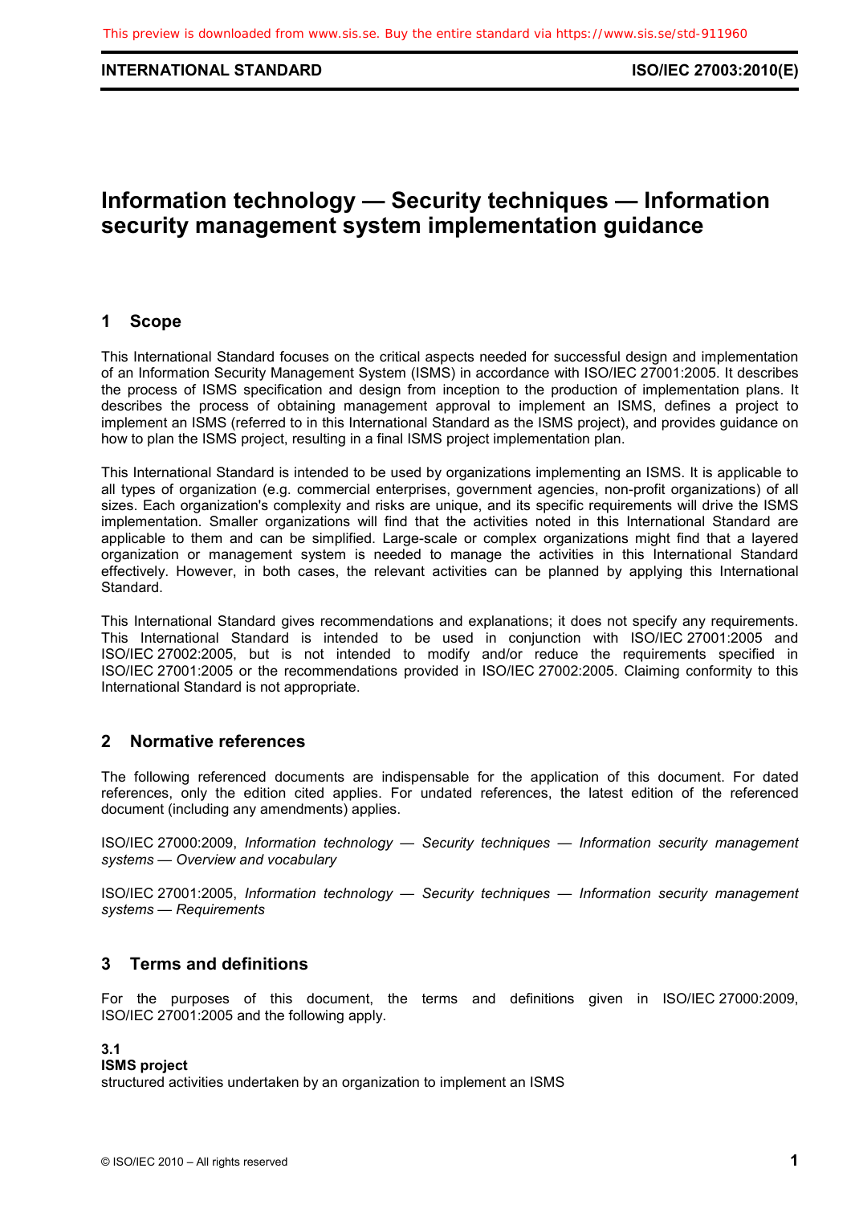# Information technology — Security techniques — Information security management system implementation guidance

## 1 Scope

This International Standard focuses on the critical aspects needed for successful design and implementation of an Information Security Management System (ISMS) in accordance with ISO/IEC 27001:2005. It describes the process of ISMS specification and design from inception to the production of implementation plans. It describes the process of obtaining management approval to implement an ISMS, defines a project to implement an ISMS (referred to in this International Standard as the ISMS project), and provides guidance on how to plan the ISMS project, resulting in a final ISMS project implementation plan.

This International Standard is intended to be used by organizations implementing an ISMS. It is applicable to all types of organization (e.g. commercial enterprises, government agencies, non-profit organizations) of all sizes. Each organization's complexity and risks are unique, and its specific requirements will drive the ISMS implementation. Smaller organizations will find that the activities noted in this International Standard are applicable to them and can be simplified. Large-scale or complex organizations might find that a layered organization or management system is needed to manage the activities in this International Standard effectively. However, in both cases, the relevant activities can be planned by applying this International Standard.

This International Standard gives recommendations and explanations; it does not specify any requirements. This International Standard is intended to be used in conjunction with ISO/IEC 27001:2005 and ISO/IEC 27002:2005, but is not intended to modify and/or reduce the requirements specified in ISO/IEC 27001:2005 or the recommendations provided in ISO/IEC 27002:2005. Claiming conformity to this International Standard is not appropriate.

## 2 Normative references

The following referenced documents are indispensable for the application of this document. For dated references, only the edition cited applies. For undated references, the latest edition of the referenced document (including any amendments) applies.

ISO/IEC 27000:2009, *Information technology — Security techniques — Information security management systems — Overview and vocabulary*

ISO/IEC 27001:2005, *Information technology — Security techniques — Information security management systems — Requirements*

## 3 Terms and definitions

For the purposes of this document, the terms and definitions given in ISO/IEC 27000:2009, ISO/IEC 27001:2005 and the following apply.

**3.1**
**ISMS project**
structured activities undertaken by an organization to implement an ISMS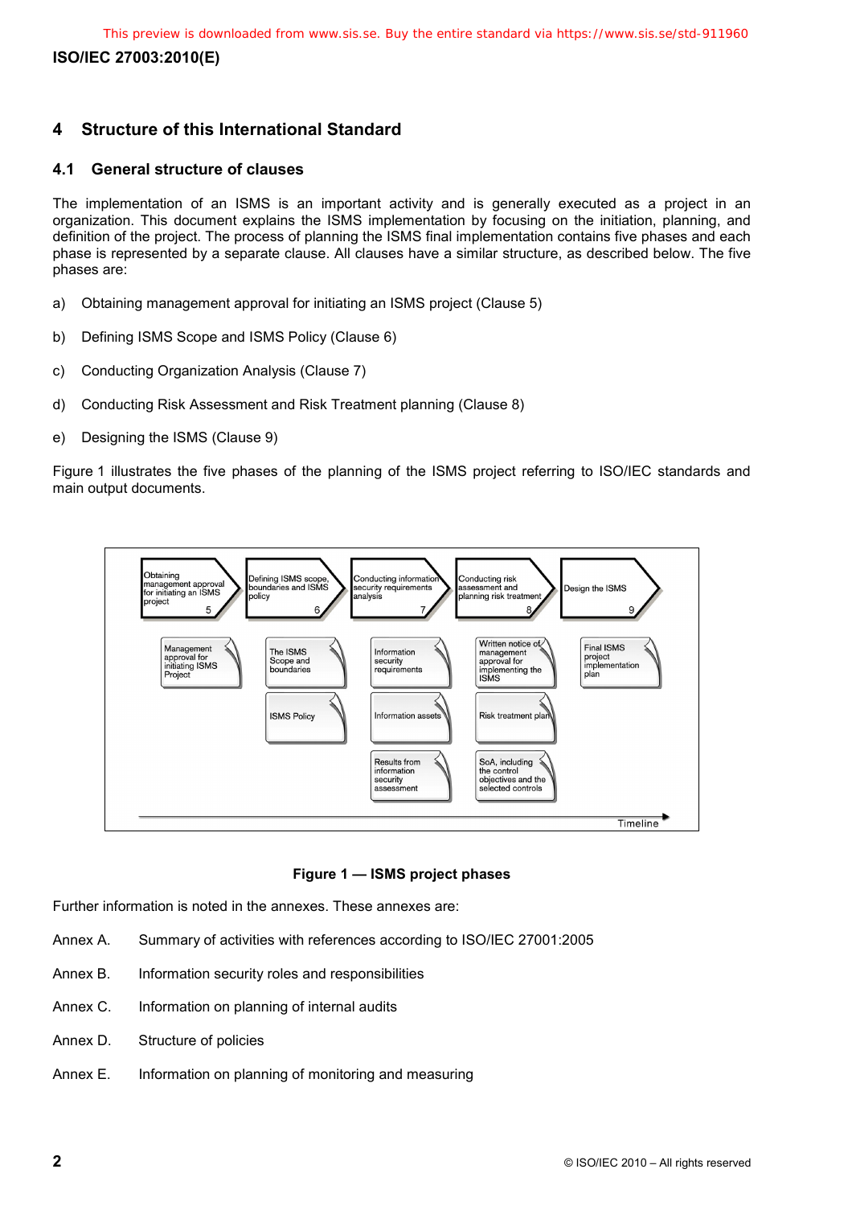# 4 Structure of this International Standard

## 4.1 General structure of clauses

The implementation of an ISMS is an important activity and is generally executed as a project in an organization. This document explains the ISMS implementation by focusing on the initiation, planning, and definition of the project. The process of planning the ISMS final implementation contains five phases and each phase is represented by a separate clause. All clauses have a similar structure, as described below. The five phases are:

a) Obtaining management approval for initiating an ISMS project (Clause 5)

b) Defining ISMS Scope and ISMS Policy (Clause 6)

c) Conducting Organization Analysis (Clause 7)

d) Conducting Risk Assessment and Risk Treatment planning (Clause 8)

e) Designing the ISMS (Clause 9)

Figure 1 illustrates the five phases of the planning of the ISMS project referring to ISO/IEC standards and main output documents.

| Obtaining management approval for initiating an ISMS project (5) | Defining ISMS scope, boundaries and ISMS policy (6) | Conducting information security requirements analysis (7) | Conducting risk assessment and planning risk treatment (8) | Design the ISMS (9) |
| --- | --- | --- | --- | --- |
| Management approval for initiating ISMS Project | The ISMS Scope and boundaries | Information security requirements | Written notice of management approval for implementing the ISMS | Final ISMS project implementation plan |
| | ISMS Policy | Information assets | Risk treatment plan | |
| | | Results from information security assessment | SoA, including the control objectives and the selected controls | |

Timeline →

**Figure 1 — ISMS project phases**

Further information is noted in the annexes. These annexes are:

Annex A. Summary of activities with references according to ISO/IEC 27001:2005

Annex B. Information security roles and responsibilities

Annex C. Information on planning of internal audits

Annex D. Structure of policies

Annex E. Information on planning of monitoring and measuring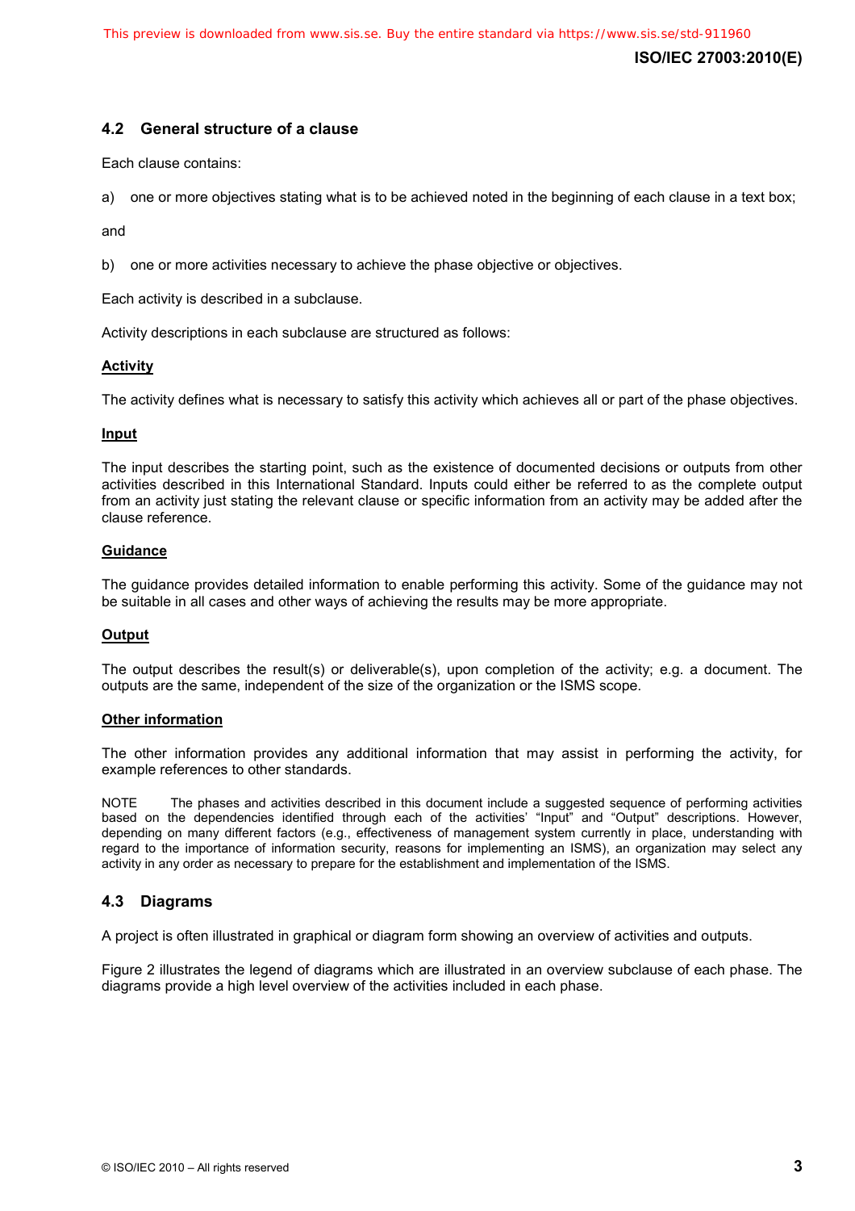## 4.2 General structure of a clause

Each clause contains:

a) one or more objectives stating what is to be achieved noted in the beginning of each clause in a text box;

and

b) one or more activities necessary to achieve the phase objective or objectives.

Each activity is described in a subclause.

Activity descriptions in each subclause are structured as follows:

**Activity**

The activity defines what is necessary to satisfy this activity which achieves all or part of the phase objectives.

**Input**

The input describes the starting point, such as the existence of documented decisions or outputs from other activities described in this International Standard. Inputs could either be referred to as the complete output from an activity just stating the relevant clause or specific information from an activity may be added after the clause reference.

**Guidance**

The guidance provides detailed information to enable performing this activity. Some of the guidance may not be suitable in all cases and other ways of achieving the results may be more appropriate.

**Output**

The output describes the result(s) or deliverable(s), upon completion of the activity; e.g. a document. The outputs are the same, independent of the size of the organization or the ISMS scope.

**Other information**

The other information provides any additional information that may assist in performing the activity, for example references to other standards.

NOTE The phases and activities described in this document include a suggested sequence of performing activities based on the dependencies identified through each of the activities' "Input" and "Output" descriptions. However, depending on many different factors (e.g., effectiveness of management system currently in place, understanding with regard to the importance of information security, reasons for implementing an ISMS), an organization may select any activity in any order as necessary to prepare for the establishment and implementation of the ISMS.

## 4.3 Diagrams

A project is often illustrated in graphical or diagram form showing an overview of activities and outputs.

Figure 2 illustrates the legend of diagrams which are illustrated in an overview subclause of each phase. The diagrams provide a high level overview of the activities included in each phase.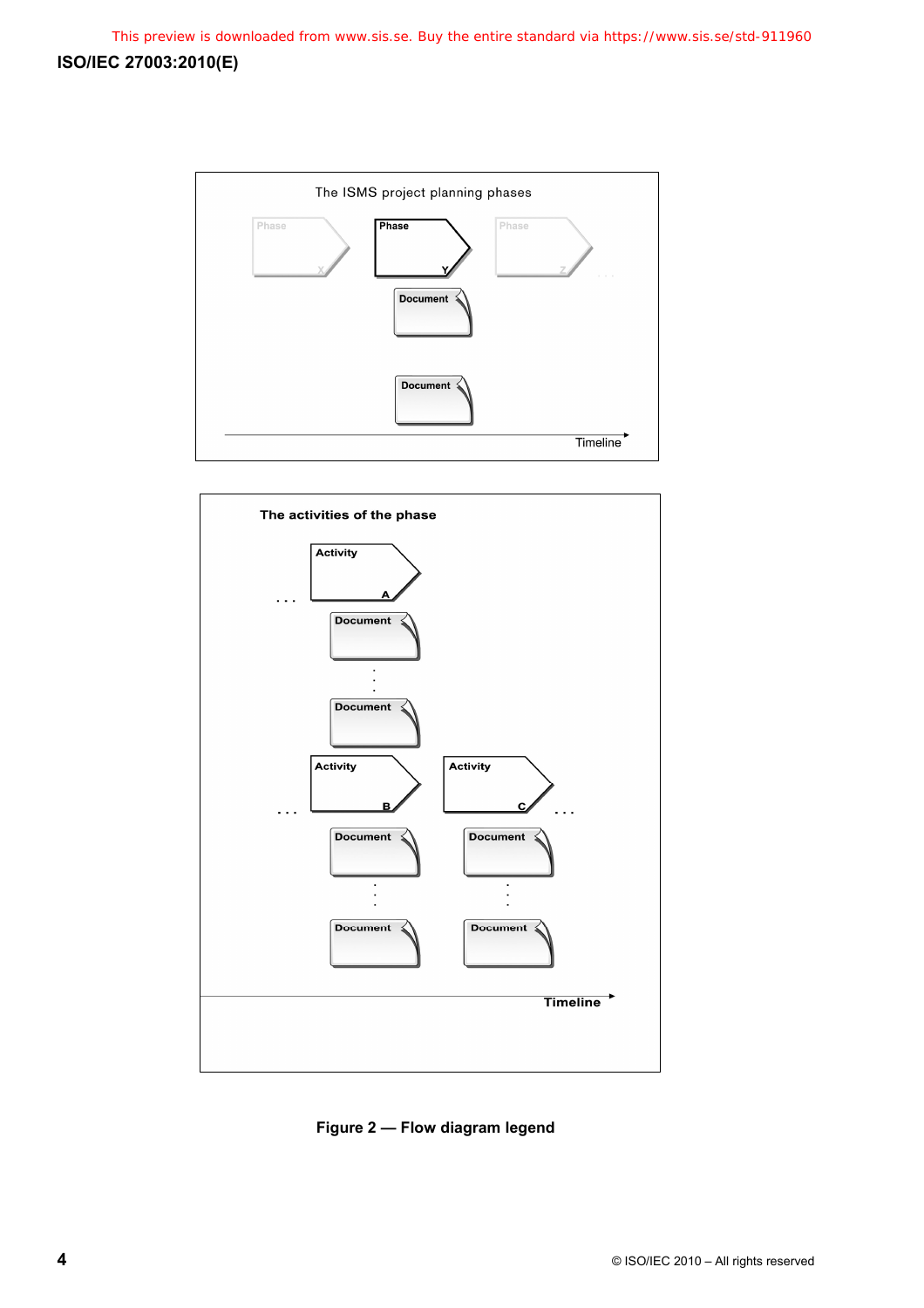The ISMS project planning phases

Phase X | Phase Y | Phase Z . . .

Document

Document

Timeline

The activities of the phase

. . . Activity A

Document

Document

. . . Activity B | Activity C . . .

Document | Document

Document | Document

Timeline

**Figure 2 — Flow diagram legend**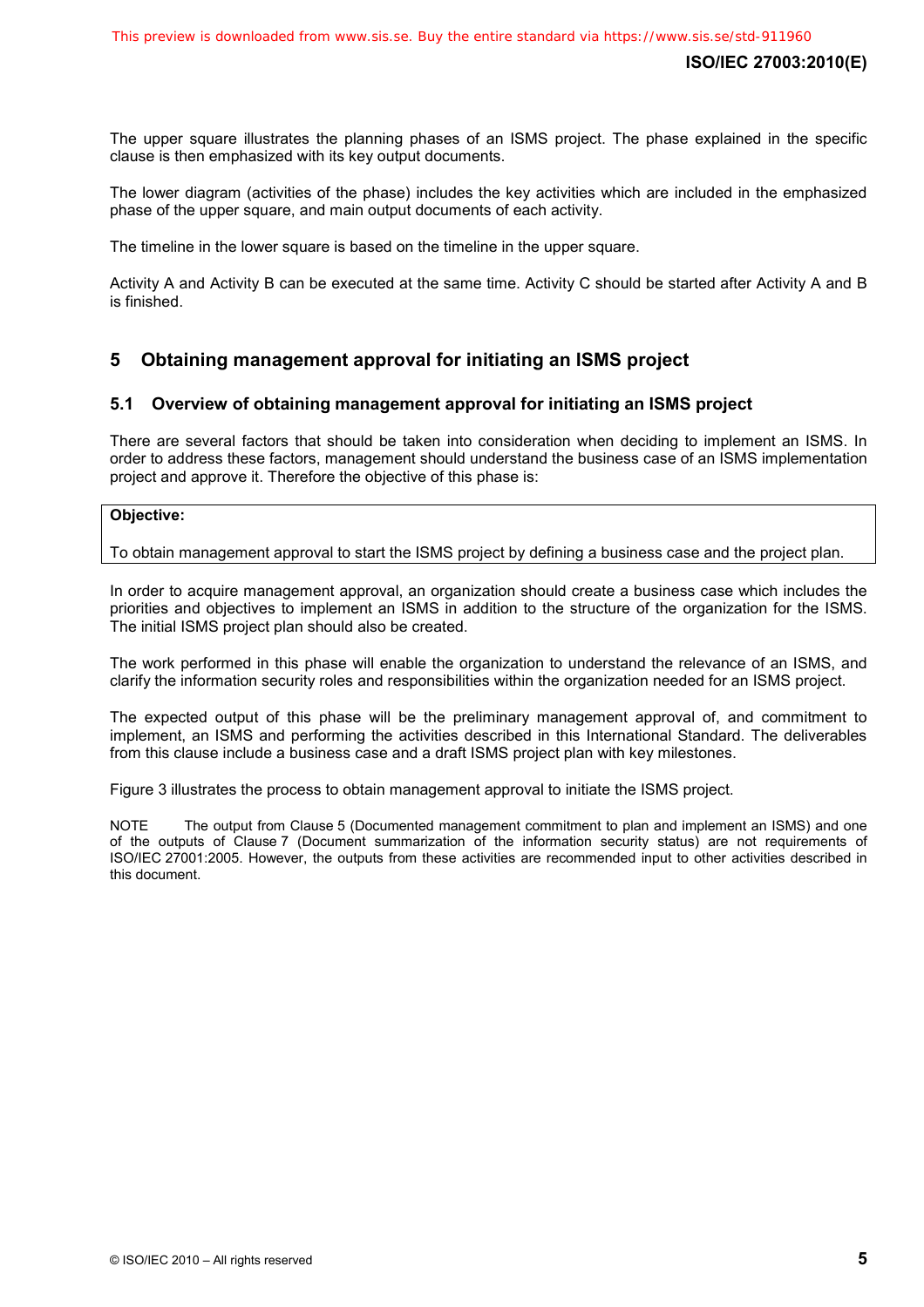The upper square illustrates the planning phases of an ISMS project. The phase explained in the specific clause is then emphasized with its key output documents.

The lower diagram (activities of the phase) includes the key activities which are included in the emphasized phase of the upper square, and main output documents of each activity.

The timeline in the lower square is based on the timeline in the upper square.

Activity A and Activity B can be executed at the same time. Activity C should be started after Activity A and B is finished.

## 5 Obtaining management approval for initiating an ISMS project

### 5.1 Overview of obtaining management approval for initiating an ISMS project

There are several factors that should be taken into consideration when deciding to implement an ISMS. In order to address these factors, management should understand the business case of an ISMS implementation project and approve it. Therefore the objective of this phase is:

> **Objective:**
>
> To obtain management approval to start the ISMS project by defining a business case and the project plan.

In order to acquire management approval, an organization should create a business case which includes the priorities and objectives to implement an ISMS in addition to the structure of the organization for the ISMS. The initial ISMS project plan should also be created.

The work performed in this phase will enable the organization to understand the relevance of an ISMS, and clarify the information security roles and responsibilities within the organization needed for an ISMS project.

The expected output of this phase will be the preliminary management approval of, and commitment to implement, an ISMS and performing the activities described in this International Standard. The deliverables from this clause include a business case and a draft ISMS project plan with key milestones.

Figure 3 illustrates the process to obtain management approval to initiate the ISMS project.

NOTE The output from Clause 5 (Documented management commitment to plan and implement an ISMS) and one of the outputs of Clause 7 (Document summarization of the information security status) are not requirements of ISO/IEC 27001:2005. However, the outputs from these activities are recommended input to other activities described in this document.